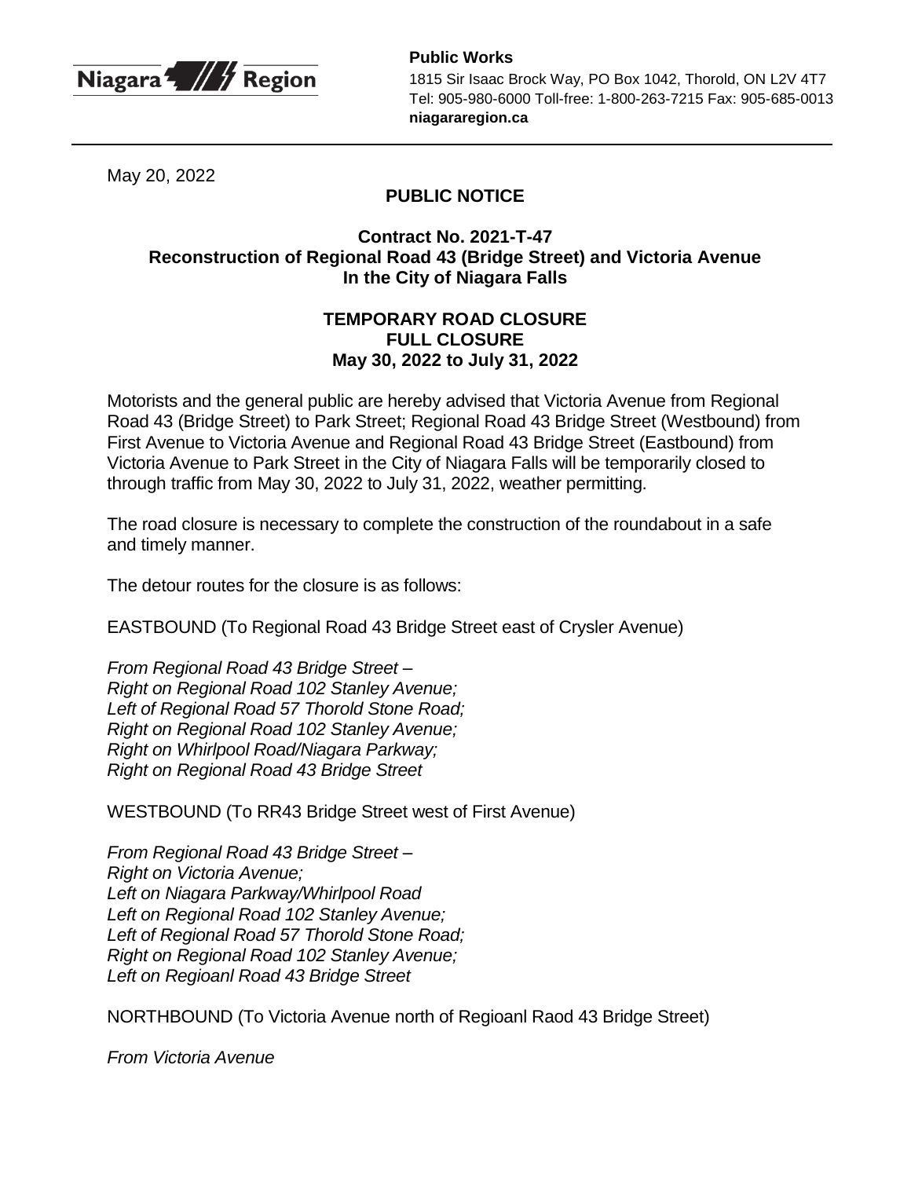Niagara Region

**Public Works**
1815 Sir Isaac Brock Way, PO Box 1042, Thorold, ON L2V 4T7
Tel: 905-980-6000 Toll-free: 1-800-263-7215 Fax: 905-685-0013
**niagararegion.ca**

May 20, 2022

**PUBLIC NOTICE**

**Contract No. 2021-T-47**
**Reconstruction of Regional Road 43 (Bridge Street) and Victoria Avenue**
**In the City of Niagara Falls**

**TEMPORARY ROAD CLOSURE**
**FULL CLOSURE**
**May 30, 2022 to July 31, 2022**

Motorists and the general public are hereby advised that Victoria Avenue from Regional Road 43 (Bridge Street) to Park Street; Regional Road 43 Bridge Street (Westbound) from First Avenue to Victoria Avenue and Regional Road 43 Bridge Street (Eastbound) from Victoria Avenue to Park Street in the City of Niagara Falls will be temporarily closed to through traffic from May 30, 2022 to July 31, 2022, weather permitting.

The road closure is necessary to complete the construction of the roundabout in a safe and timely manner.

The detour routes for the closure is as follows:

EASTBOUND (To Regional Road 43 Bridge Street east of Crysler Avenue)

*From Regional Road 43 Bridge Street –*
*Right on Regional Road 102 Stanley Avenue;*
*Left of Regional Road 57 Thorold Stone Road;*
*Right on Regional Road 102 Stanley Avenue;*
*Right on Whirlpool Road/Niagara Parkway;*
*Right on Regional Road 43 Bridge Street*

WESTBOUND (To RR43 Bridge Street west of First Avenue)

*From Regional Road 43 Bridge Street –*
*Right on Victoria Avenue;*
*Left on Niagara Parkway/Whirlpool Road*
*Left on Regional Road 102 Stanley Avenue;*
*Left of Regional Road 57 Thorold Stone Road;*
*Right on Regional Road 102 Stanley Avenue;*
*Left on Regioanl Road 43 Bridge Street*

NORTHBOUND (To Victoria Avenue north of Regioanl Raod 43 Bridge Street)

*From Victoria Avenue*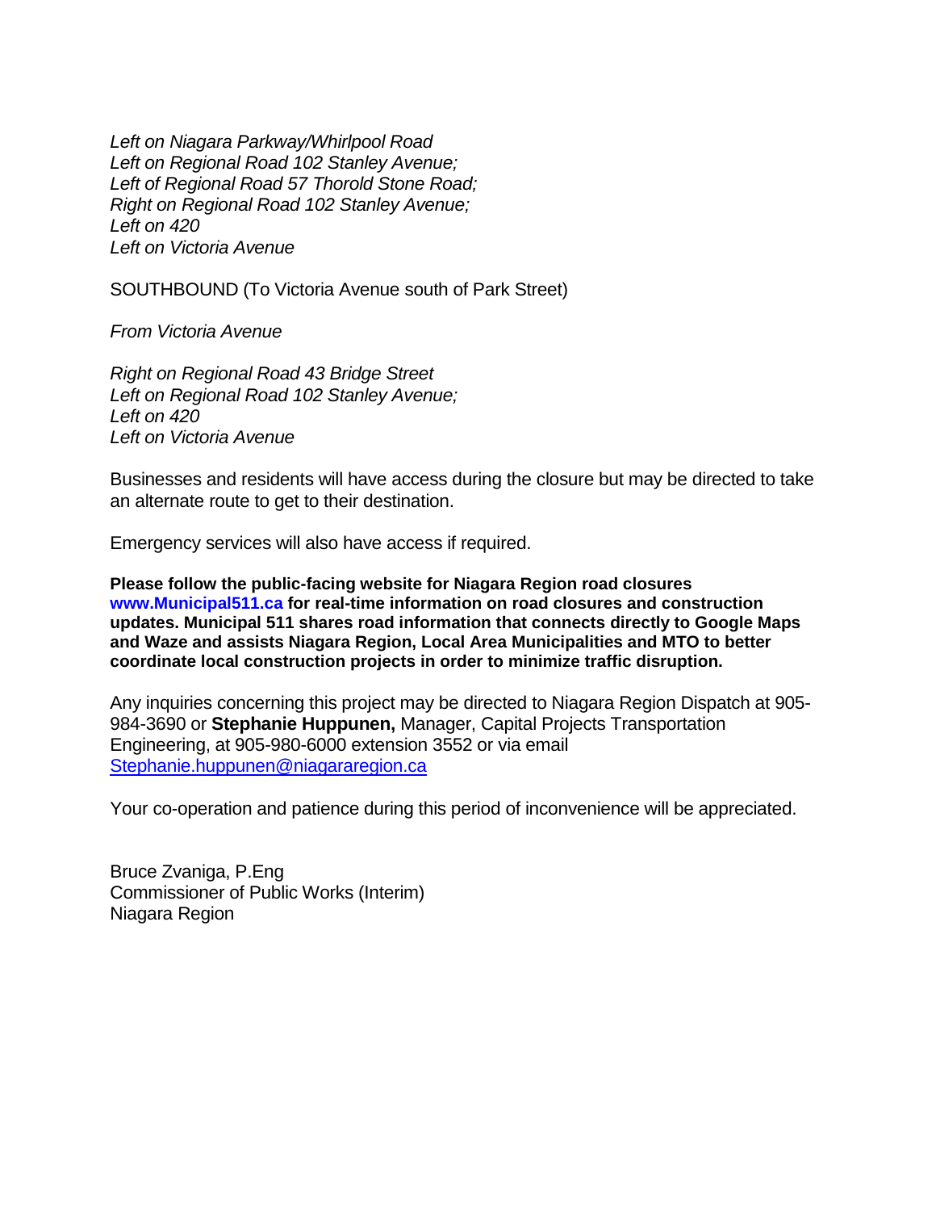*Left on Niagara Parkway/Whirlpool Road*
*Left on Regional Road 102 Stanley Avenue;*
*Left of Regional Road 57 Thorold Stone Road;*
*Right on Regional Road 102 Stanley Avenue;*
*Left on 420*
*Left on Victoria Avenue*

SOUTHBOUND (To Victoria Avenue south of Park Street)

*From Victoria Avenue*

*Right on Regional Road 43 Bridge Street*
*Left on Regional Road 102 Stanley Avenue;*
*Left on 420*
*Left on Victoria Avenue*

Businesses and residents will have access during the closure but may be directed to take an alternate route to get to their destination.

Emergency services will also have access if required.

**Please follow the public-facing website for Niagara Region road closures www.Municipal511.ca for real-time information on road closures and construction updates. Municipal 511 shares road information that connects directly to Google Maps and Waze and assists Niagara Region, Local Area Municipalities and MTO to better coordinate local construction projects in order to minimize traffic disruption.**

Any inquiries concerning this project may be directed to Niagara Region Dispatch at 905-984-3690 or **Stephanie Huppunen,** Manager, Capital Projects Transportation Engineering, at 905-980-6000 extension 3552 or via email Stephanie.huppunen@niagararegion.ca

Your co-operation and patience during this period of inconvenience will be appreciated.

Bruce Zvaniga, P.Eng
Commissioner of Public Works (Interim)
Niagara Region